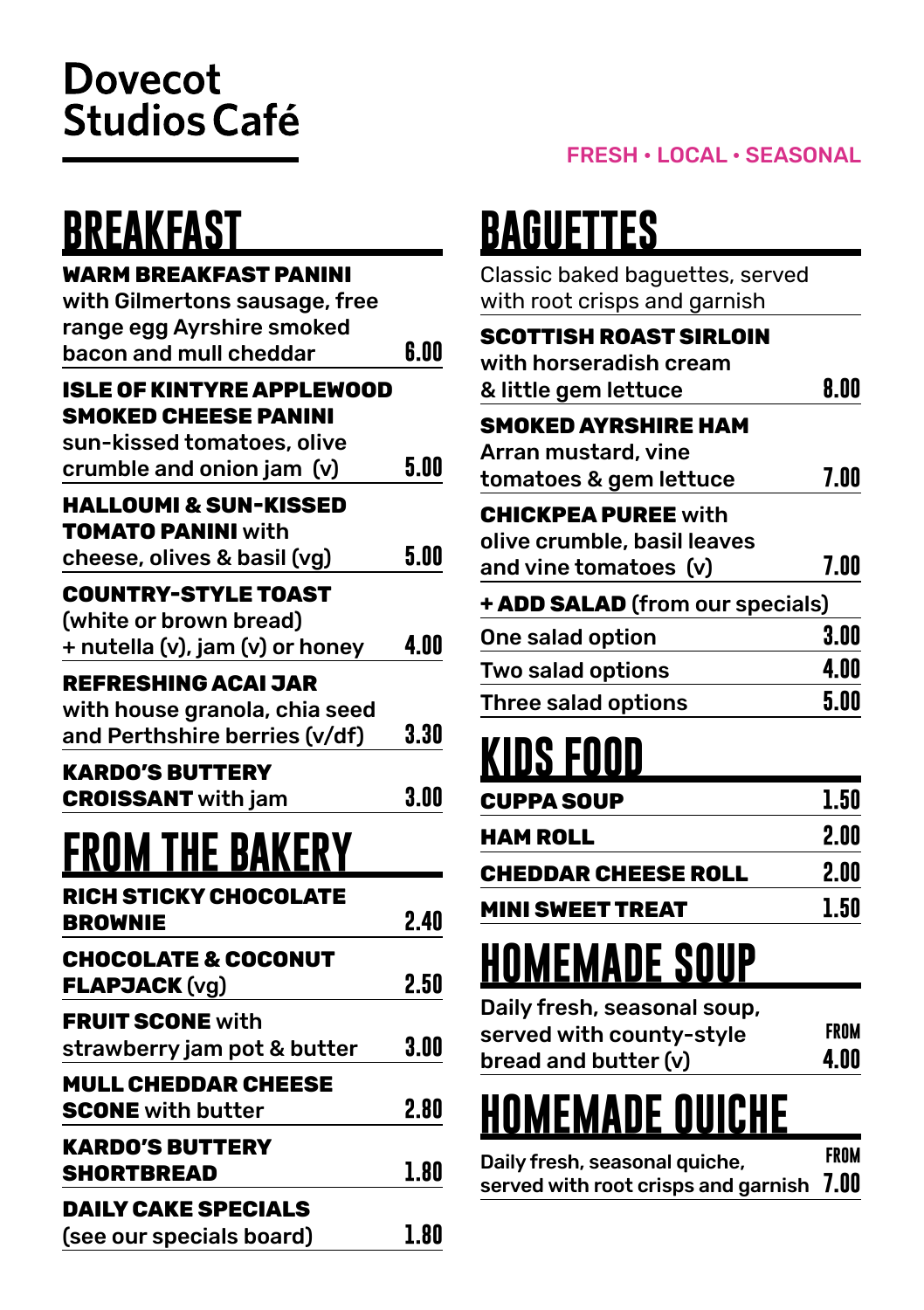# Dovecot Studios Café

FRESH • LOCAL • SEASONAL

## BREAKFAST

| Item | Price |
|---|---|
| **WARM BREAKFAST PANINI** with Gilmertons sausage, free range egg Ayrshire smoked bacon and mull cheddar | 6.00 |
| **ISLE OF KINTYRE APPLEWOOD SMOKED CHEESE PANINI** sun-kissed tomatoes, olive crumble and onion jam (v) | 5.00 |
| **HALLOUMI & SUN-KISSED TOMATO PANINI** with cheese, olives & basil (vg) | 5.00 |
| **COUNTRY-STYLE TOAST** (white or brown bread) + nutella (v), jam (v) or honey | 4.00 |
| **REFRESHING ACAI JAR** with house granola, chia seed and Perthshire berries (v/df) | 3.30 |
| **KARDO'S BUTTERY CROISSANT** with jam | 3.00 |

## FROM THE BAKERY

| Item | Price |
|---|---|
| **RICH STICKY CHOCOLATE BROWNIE** | 2.40 |
| **CHOCOLATE & COCONUT FLAPJACK** (vg) | 2.50 |
| **FRUIT SCONE** with strawberry jam pot & butter | 3.00 |
| **MULL CHEDDAR CHEESE SCONE** with butter | 2.80 |
| **KARDO'S BUTTERY SHORTBREAD** | 1.80 |
| **DAILY CAKE SPECIALS** (see our specials board) | 1.80 |

## BAGUETTES

Classic baked baguettes, served with root crisps and garnish

| Item | Price |
|---|---|
| **SCOTTISH ROAST SIRLOIN** with horseradish cream & little gem lettuce | 8.00 |
| **SMOKED AYRSHIRE HAM** Arran mustard, vine tomatoes & gem lettuce | 7.00 |
| **CHICKPEA PUREE** with olive crumble, basil leaves and vine tomatoes (v) | 7.00 |

**+ ADD SALAD** (from our specials)

| Option | Price |
|---|---|
| One salad option | 3.00 |
| Two salad options | 4.00 |
| Three salad options | 5.00 |

## KIDS FOOD

| Item | Price |
|---|---|
| **CUPPA SOUP** | 1.50 |
| **HAM ROLL** | 2.00 |
| **CHEDDAR CHEESE ROLL** | 2.00 |
| **MINI SWEET TREAT** | 1.50 |

## HOMEMADE SOUP

Daily fresh, seasonal soup, served with county-style bread and butter (v) — FROM 4.00

## HOMEMADE QUICHE

Daily fresh, seasonal quiche, served with root crisps and garnish — FROM 7.00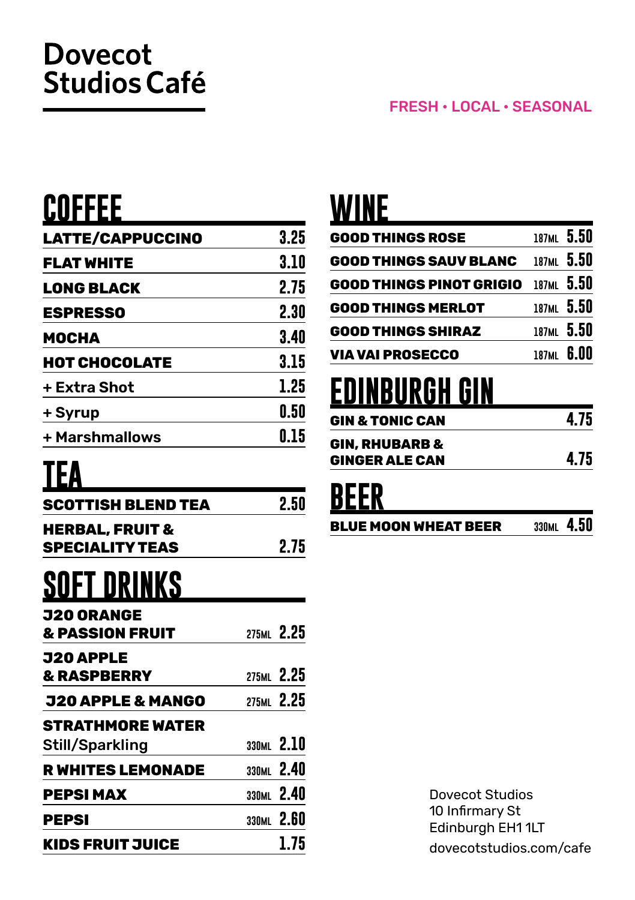# Dovecot Studios Café

FRESH • LOCAL • SEASONAL

## COFFEE

| Item | Price |
|---|---|
| **LATTE/CAPPUCCINO** | 3.25 |
| **FLAT WHITE** | 3.10 |
| **LONG BLACK** | 2.75 |
| **ESPRESSO** | 2.30 |
| **MOCHA** | 3.40 |
| **HOT CHOCOLATE** | 3.15 |
| + Extra Shot | 1.25 |
| + Syrup | 0.50 |
| + Marshmallows | 0.15 |

## TEA

| Item | Price |
|---|---|
| **SCOTTISH BLEND TEA** | 2.50 |
| **HERBAL, FRUIT & SPECIALITY TEAS** | 2.75 |

## SOFT DRINKS

| Item | Size | Price |
|---|---|---|
| **J20 ORANGE & PASSION FRUIT** | 275ML | 2.25 |
| **J20 APPLE & RASPBERRY** | 275ML | 2.25 |
| **J20 APPLE & MANGO** | 275ML | 2.25 |
| **STRATHMORE WATER** Still/Sparkling | 330ML | 2.10 |
| **R WHITES LEMONADE** | 330ML | 2.40 |
| **PEPSI MAX** | 330ML | 2.40 |
| **PEPSI** | 330ML | 2.60 |
| **KIDS FRUIT JUICE** | | 1.75 |

## WINE

| Item | Size | Price |
|---|---|---|
| **GOOD THINGS ROSE** | 187ML | 5.50 |
| **GOOD THINGS SAUV BLANC** | 187ML | 5.50 |
| **GOOD THINGS PINOT GRIGIO** | 187ML | 5.50 |
| **GOOD THINGS MERLOT** | 187ML | 5.50 |
| **GOOD THINGS SHIRAZ** | 187ML | 5.50 |
| **VIA VAI PROSECCO** | 187ML | 6.00 |

## EDINBURGH GIN

| Item | Price |
|---|---|
| **GIN & TONIC CAN** | 4.75 |
| **GIN, RHUBARB & GINGER ALE CAN** | 4.75 |

## BEER

| Item | Size | Price |
|---|---|---|
| **BLUE MOON WHEAT BEER** | 330ML | 4.50 |

Dovecot Studios
10 Infirmary St
Edinburgh EH1 1LT
dovecotstudios.com/cafe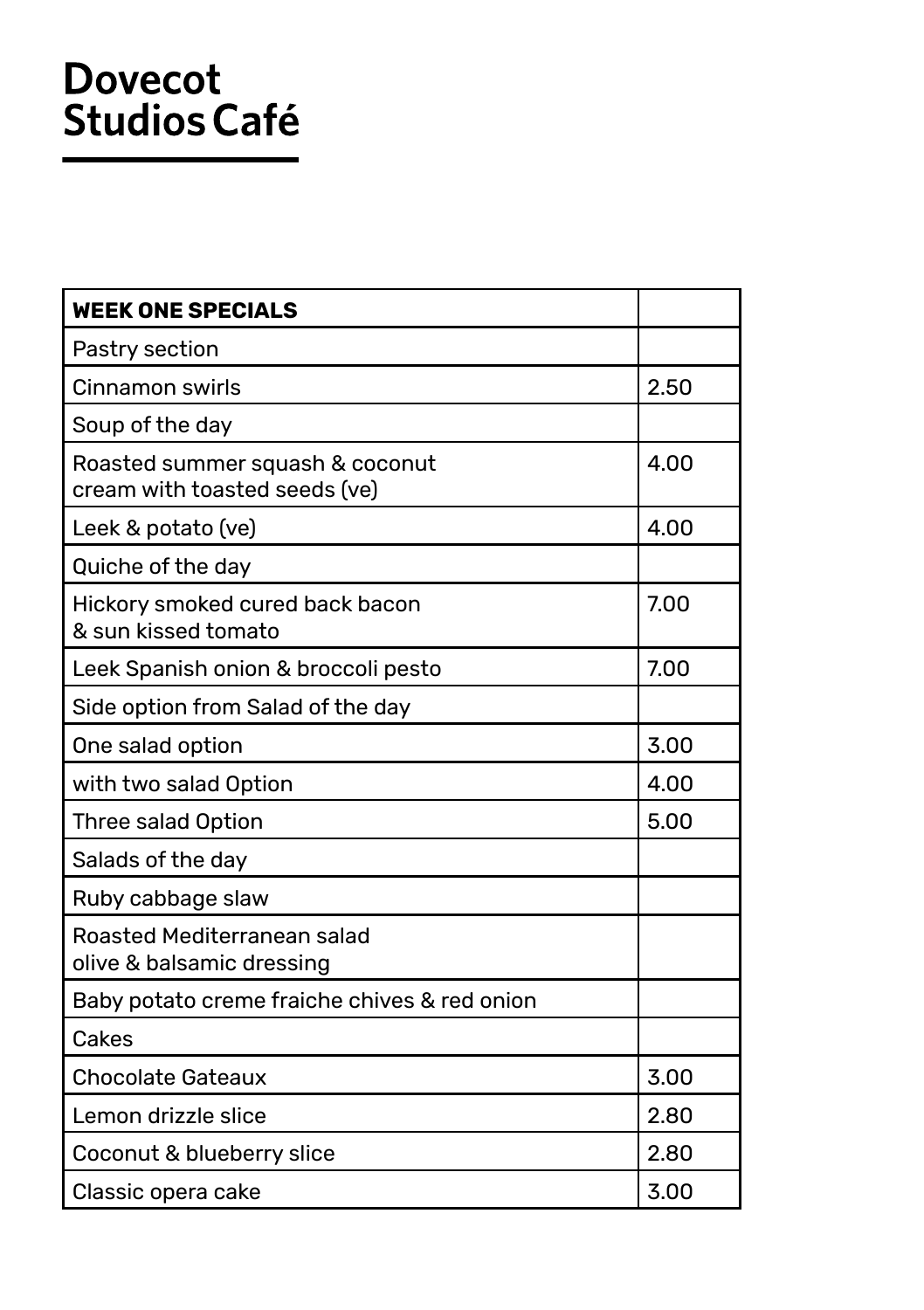# Dovecot Studios Café

| **WEEK ONE SPECIALS** | |
|---|---|
| Pastry section | |
| Cinnamon swirls | 2.50 |
| Soup of the day | |
| Roasted summer squash & coconut cream with toasted seeds (ve) | 4.00 |
| Leek & potato (ve) | 4.00 |
| Quiche of the day | |
| Hickory smoked cured back bacon & sun kissed tomato | 7.00 |
| Leek Spanish onion & broccoli pesto | 7.00 |
| Side option from Salad of the day | |
| One salad option | 3.00 |
| with two salad Option | 4.00 |
| Three salad Option | 5.00 |
| Salads of the day | |
| Ruby cabbage slaw | |
| Roasted Mediterranean salad olive & balsamic dressing | |
| Baby potato creme fraiche chives & red onion | |
| Cakes | |
| Chocolate Gateaux | 3.00 |
| Lemon drizzle slice | 2.80 |
| Coconut & blueberry slice | 2.80 |
| Classic opera cake | 3.00 |